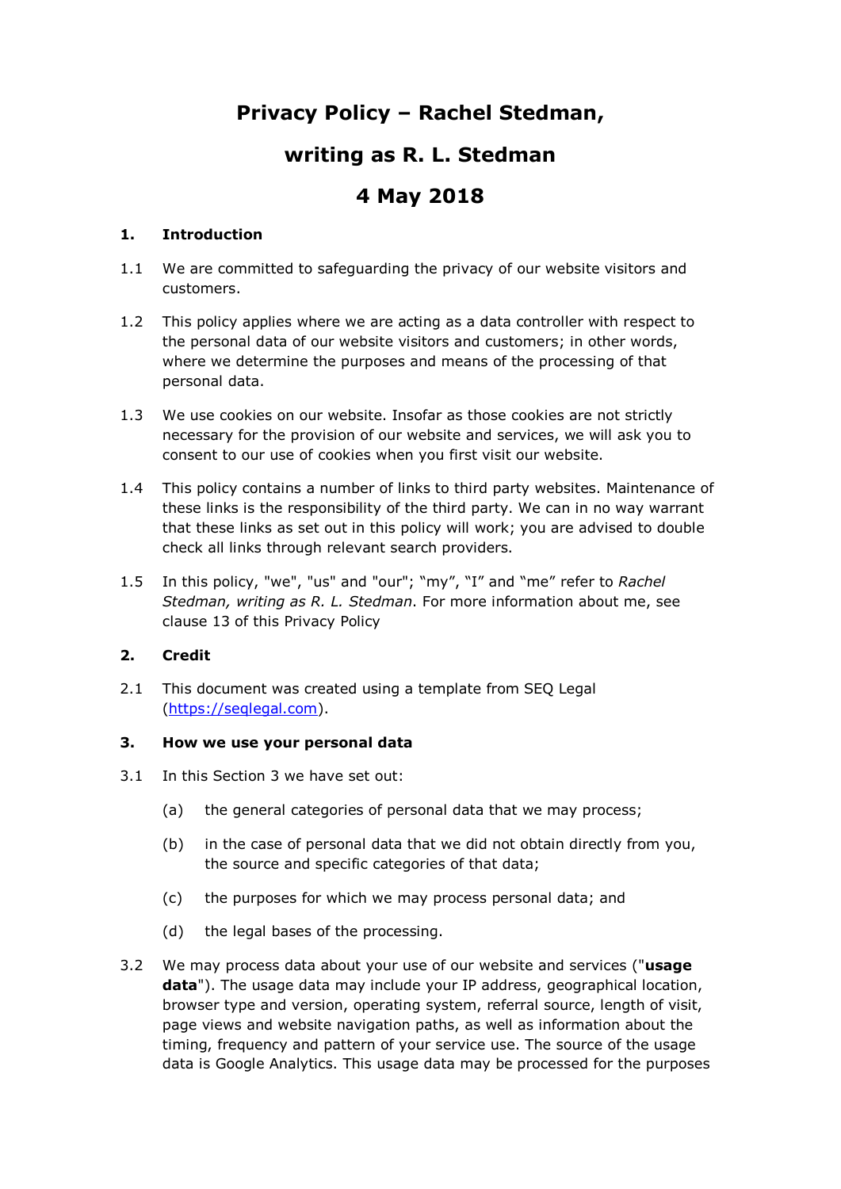# Privacy Policy – Rachel Stedman,

# writing as R. L. Stedman

# 4 May 2018

## 1. Introduction

1.1 We are committed to safeguarding the privacy of our website visitors and customers.

1.2 This policy applies where we are acting as a data controller with respect to the personal data of our website visitors and customers; in other words, where we determine the purposes and means of the processing of that personal data.

1.3 We use cookies on our website. Insofar as those cookies are not strictly necessary for the provision of our website and services, we will ask you to consent to our use of cookies when you first visit our website.

1.4 This policy contains a number of links to third party websites. Maintenance of these links is the responsibility of the third party. We can in no way warrant that these links as set out in this policy will work; you are advised to double check all links through relevant search providers.

1.5 In this policy, "we", "us" and "our"; "my", "I" and "me" refer to *Rachel Stedman, writing as R. L. Stedman*. For more information about me, see clause 13 of this Privacy Policy

## 2. Credit

2.1 This document was created using a template from SEQ Legal (https://seqlegal.com).

## 3. How we use your personal data

3.1 In this Section 3 we have set out:

(a) the general categories of personal data that we may process;

(b) in the case of personal data that we did not obtain directly from you, the source and specific categories of that data;

(c) the purposes for which we may process personal data; and

(d) the legal bases of the processing.

3.2 We may process data about your use of our website and services ("**usage data**"). The usage data may include your IP address, geographical location, browser type and version, operating system, referral source, length of visit, page views and website navigation paths, as well as information about the timing, frequency and pattern of your service use. The source of the usage data is Google Analytics. This usage data may be processed for the purposes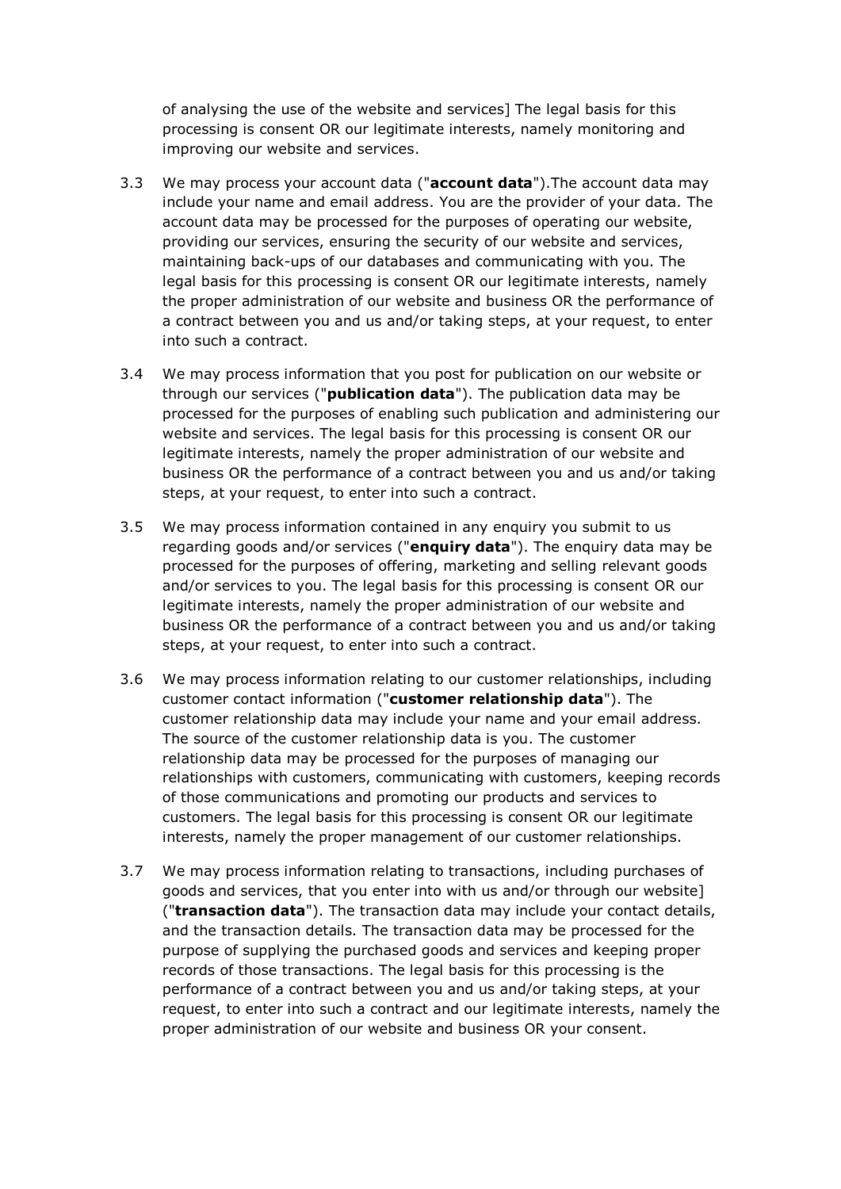of analysing the use of the website and services] The legal basis for this processing is consent OR our legitimate interests, namely monitoring and improving our website and services.

3.3 We may process your account data ("**account data**").The account data may include your name and email address. You are the provider of your data. The account data may be processed for the purposes of operating our website, providing our services, ensuring the security of our website and services, maintaining back-ups of our databases and communicating with you. The legal basis for this processing is consent OR our legitimate interests, namely the proper administration of our website and business OR the performance of a contract between you and us and/or taking steps, at your request, to enter into such a contract.

3.4 We may process information that you post for publication on our website or through our services ("**publication data**"). The publication data may be processed for the purposes of enabling such publication and administering our website and services. The legal basis for this processing is consent OR our legitimate interests, namely the proper administration of our website and business OR the performance of a contract between you and us and/or taking steps, at your request, to enter into such a contract.

3.5 We may process information contained in any enquiry you submit to us regarding goods and/or services ("**enquiry data**"). The enquiry data may be processed for the purposes of offering, marketing and selling relevant goods and/or services to you. The legal basis for this processing is consent OR our legitimate interests, namely the proper administration of our website and business OR the performance of a contract between you and us and/or taking steps, at your request, to enter into such a contract.

3.6 We may process information relating to our customer relationships, including customer contact information ("**customer relationship data**"). The customer relationship data may include your name and your email address. The source of the customer relationship data is you. The customer relationship data may be processed for the purposes of managing our relationships with customers, communicating with customers, keeping records of those communications and promoting our products and services to customers. The legal basis for this processing is consent OR our legitimate interests, namely the proper management of our customer relationships.

3.7 We may process information relating to transactions, including purchases of goods and services, that you enter into with us and/or through our website] ("**transaction data**"). The transaction data may include your contact details, and the transaction details. The transaction data may be processed for the purpose of supplying the purchased goods and services and keeping proper records of those transactions. The legal basis for this processing is the performance of a contract between you and us and/or taking steps, at your request, to enter into such a contract and our legitimate interests, namely the proper administration of our website and business OR your consent.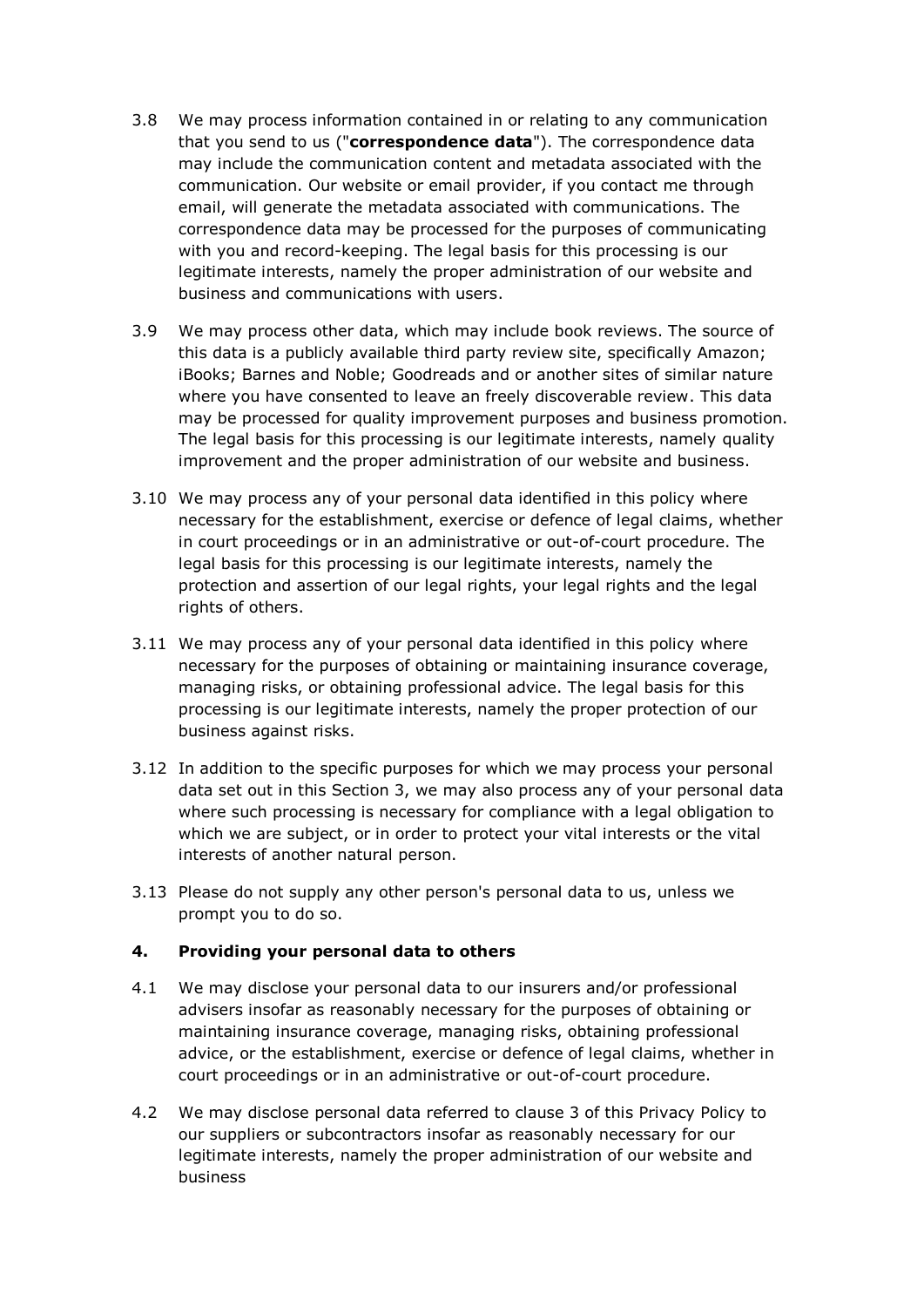3.8 We may process information contained in or relating to any communication that you send to us ("**correspondence data**"). The correspondence data may include the communication content and metadata associated with the communication. Our website or email provider, if you contact me through email, will generate the metadata associated with communications. The correspondence data may be processed for the purposes of communicating with you and record-keeping. The legal basis for this processing is our legitimate interests, namely the proper administration of our website and business and communications with users.

3.9 We may process other data, which may include book reviews. The source of this data is a publicly available third party review site, specifically Amazon; iBooks; Barnes and Noble; Goodreads and or another sites of similar nature where you have consented to leave an freely discoverable review. This data may be processed for quality improvement purposes and business promotion. The legal basis for this processing is our legitimate interests, namely quality improvement and the proper administration of our website and business.

3.10 We may process any of your personal data identified in this policy where necessary for the establishment, exercise or defence of legal claims, whether in court proceedings or in an administrative or out-of-court procedure. The legal basis for this processing is our legitimate interests, namely the protection and assertion of our legal rights, your legal rights and the legal rights of others.

3.11 We may process any of your personal data identified in this policy where necessary for the purposes of obtaining or maintaining insurance coverage, managing risks, or obtaining professional advice. The legal basis for this processing is our legitimate interests, namely the proper protection of our business against risks.

3.12 In addition to the specific purposes for which we may process your personal data set out in this Section 3, we may also process any of your personal data where such processing is necessary for compliance with a legal obligation to which we are subject, or in order to protect your vital interests or the vital interests of another natural person.

3.13 Please do not supply any other person's personal data to us, unless we prompt you to do so.

## 4. Providing your personal data to others

4.1 We may disclose your personal data to our insurers and/or professional advisers insofar as reasonably necessary for the purposes of obtaining or maintaining insurance coverage, managing risks, obtaining professional advice, or the establishment, exercise or defence of legal claims, whether in court proceedings or in an administrative or out-of-court procedure.

4.2 We may disclose personal data referred to clause 3 of this Privacy Policy to our suppliers or subcontractors insofar as reasonably necessary for our legitimate interests, namely the proper administration of our website and business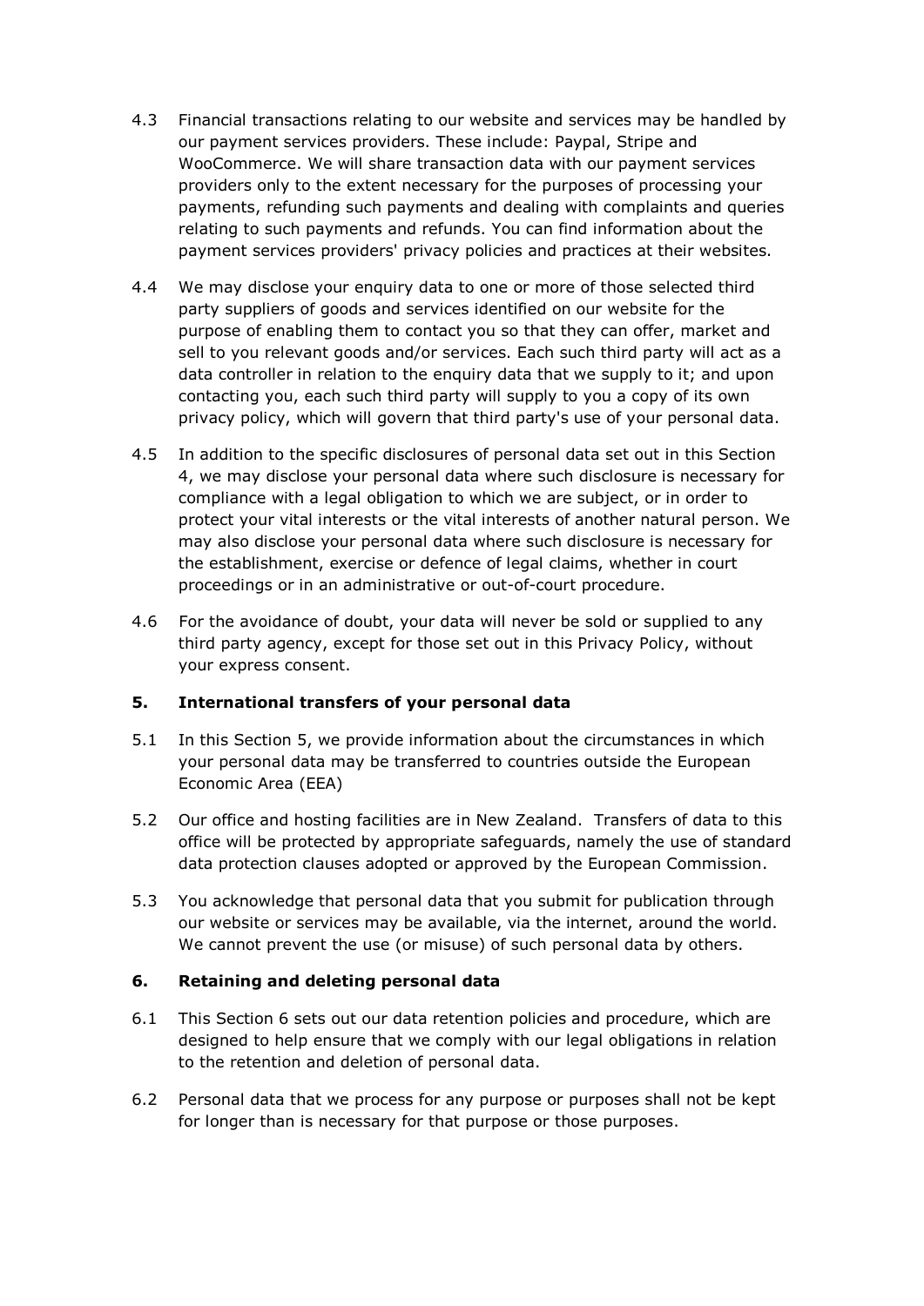4.3 Financial transactions relating to our website and services may be handled by our payment services providers. These include: Paypal, Stripe and WooCommerce. We will share transaction data with our payment services providers only to the extent necessary for the purposes of processing your payments, refunding such payments and dealing with complaints and queries relating to such payments and refunds. You can find information about the payment services providers' privacy policies and practices at their websites.

4.4 We may disclose your enquiry data to one or more of those selected third party suppliers of goods and services identified on our website for the purpose of enabling them to contact you so that they can offer, market and sell to you relevant goods and/or services. Each such third party will act as a data controller in relation to the enquiry data that we supply to it; and upon contacting you, each such third party will supply to you a copy of its own privacy policy, which will govern that third party's use of your personal data.

4.5 In addition to the specific disclosures of personal data set out in this Section 4, we may disclose your personal data where such disclosure is necessary for compliance with a legal obligation to which we are subject, or in order to protect your vital interests or the vital interests of another natural person. We may also disclose your personal data where such disclosure is necessary for the establishment, exercise or defence of legal claims, whether in court proceedings or in an administrative or out-of-court procedure.

4.6 For the avoidance of doubt, your data will never be sold or supplied to any third party agency, except for those set out in this Privacy Policy, without your express consent.

## 5. International transfers of your personal data

5.1 In this Section 5, we provide information about the circumstances in which your personal data may be transferred to countries outside the European Economic Area (EEA)

5.2 Our office and hosting facilities are in New Zealand. Transfers of data to this office will be protected by appropriate safeguards, namely the use of standard data protection clauses adopted or approved by the European Commission.

5.3 You acknowledge that personal data that you submit for publication through our website or services may be available, via the internet, around the world. We cannot prevent the use (or misuse) of such personal data by others.

## 6. Retaining and deleting personal data

6.1 This Section 6 sets out our data retention policies and procedure, which are designed to help ensure that we comply with our legal obligations in relation to the retention and deletion of personal data.

6.2 Personal data that we process for any purpose or purposes shall not be kept for longer than is necessary for that purpose or those purposes.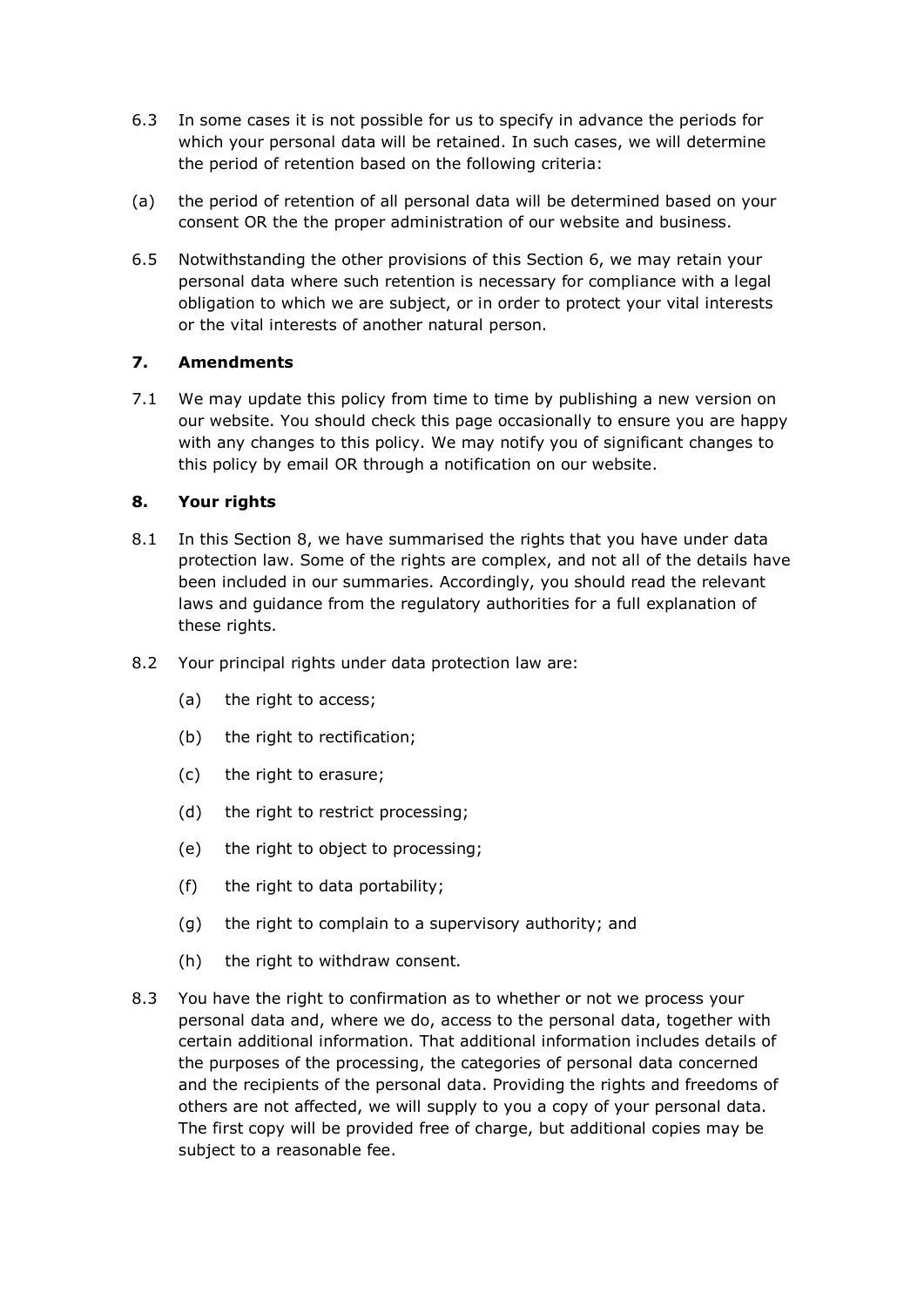6.3 In some cases it is not possible for us to specify in advance the periods for which your personal data will be retained. In such cases, we will determine the period of retention based on the following criteria:

(a) the period of retention of all personal data will be determined based on your consent OR the the proper administration of our website and business.

6.5 Notwithstanding the other provisions of this Section 6, we may retain your personal data where such retention is necessary for compliance with a legal obligation to which we are subject, or in order to protect your vital interests or the vital interests of another natural person.

## 7. Amendments

7.1 We may update this policy from time to time by publishing a new version on our website. You should check this page occasionally to ensure you are happy with any changes to this policy. We may notify you of significant changes to this policy by email OR through a notification on our website.

## 8. Your rights

8.1 In this Section 8, we have summarised the rights that you have under data protection law. Some of the rights are complex, and not all of the details have been included in our summaries. Accordingly, you should read the relevant laws and guidance from the regulatory authorities for a full explanation of these rights.

8.2 Your principal rights under data protection law are:

- (a) the right to access;
- (b) the right to rectification;
- (c) the right to erasure;
- (d) the right to restrict processing;
- (e) the right to object to processing;
- (f) the right to data portability;
- (g) the right to complain to a supervisory authority; and
- (h) the right to withdraw consent.

8.3 You have the right to confirmation as to whether or not we process your personal data and, where we do, access to the personal data, together with certain additional information. That additional information includes details of the purposes of the processing, the categories of personal data concerned and the recipients of the personal data. Providing the rights and freedoms of others are not affected, we will supply to you a copy of your personal data. The first copy will be provided free of charge, but additional copies may be subject to a reasonable fee.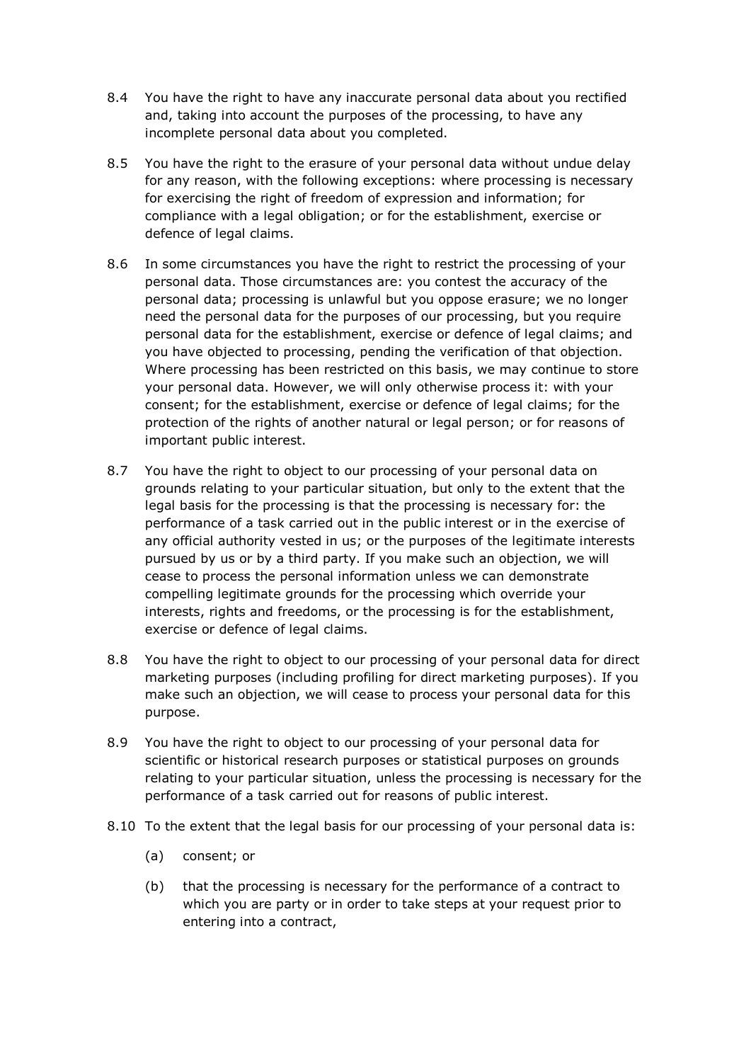8.4 You have the right to have any inaccurate personal data about you rectified and, taking into account the purposes of the processing, to have any incomplete personal data about you completed.

8.5 You have the right to the erasure of your personal data without undue delay for any reason, with the following exceptions: where processing is necessary for exercising the right of freedom of expression and information; for compliance with a legal obligation; or for the establishment, exercise or defence of legal claims.

8.6 In some circumstances you have the right to restrict the processing of your personal data. Those circumstances are: you contest the accuracy of the personal data; processing is unlawful but you oppose erasure; we no longer need the personal data for the purposes of our processing, but you require personal data for the establishment, exercise or defence of legal claims; and you have objected to processing, pending the verification of that objection. Where processing has been restricted on this basis, we may continue to store your personal data. However, we will only otherwise process it: with your consent; for the establishment, exercise or defence of legal claims; for the protection of the rights of another natural or legal person; or for reasons of important public interest.

8.7 You have the right to object to our processing of your personal data on grounds relating to your particular situation, but only to the extent that the legal basis for the processing is that the processing is necessary for: the performance of a task carried out in the public interest or in the exercise of any official authority vested in us; or the purposes of the legitimate interests pursued by us or by a third party. If you make such an objection, we will cease to process the personal information unless we can demonstrate compelling legitimate grounds for the processing which override your interests, rights and freedoms, or the processing is for the establishment, exercise or defence of legal claims.

8.8 You have the right to object to our processing of your personal data for direct marketing purposes (including profiling for direct marketing purposes). If you make such an objection, we will cease to process your personal data for this purpose.

8.9 You have the right to object to our processing of your personal data for scientific or historical research purposes or statistical purposes on grounds relating to your particular situation, unless the processing is necessary for the performance of a task carried out for reasons of public interest.

8.10 To the extent that the legal basis for our processing of your personal data is:

(a) consent; or

(b) that the processing is necessary for the performance of a contract to which you are party or in order to take steps at your request prior to entering into a contract,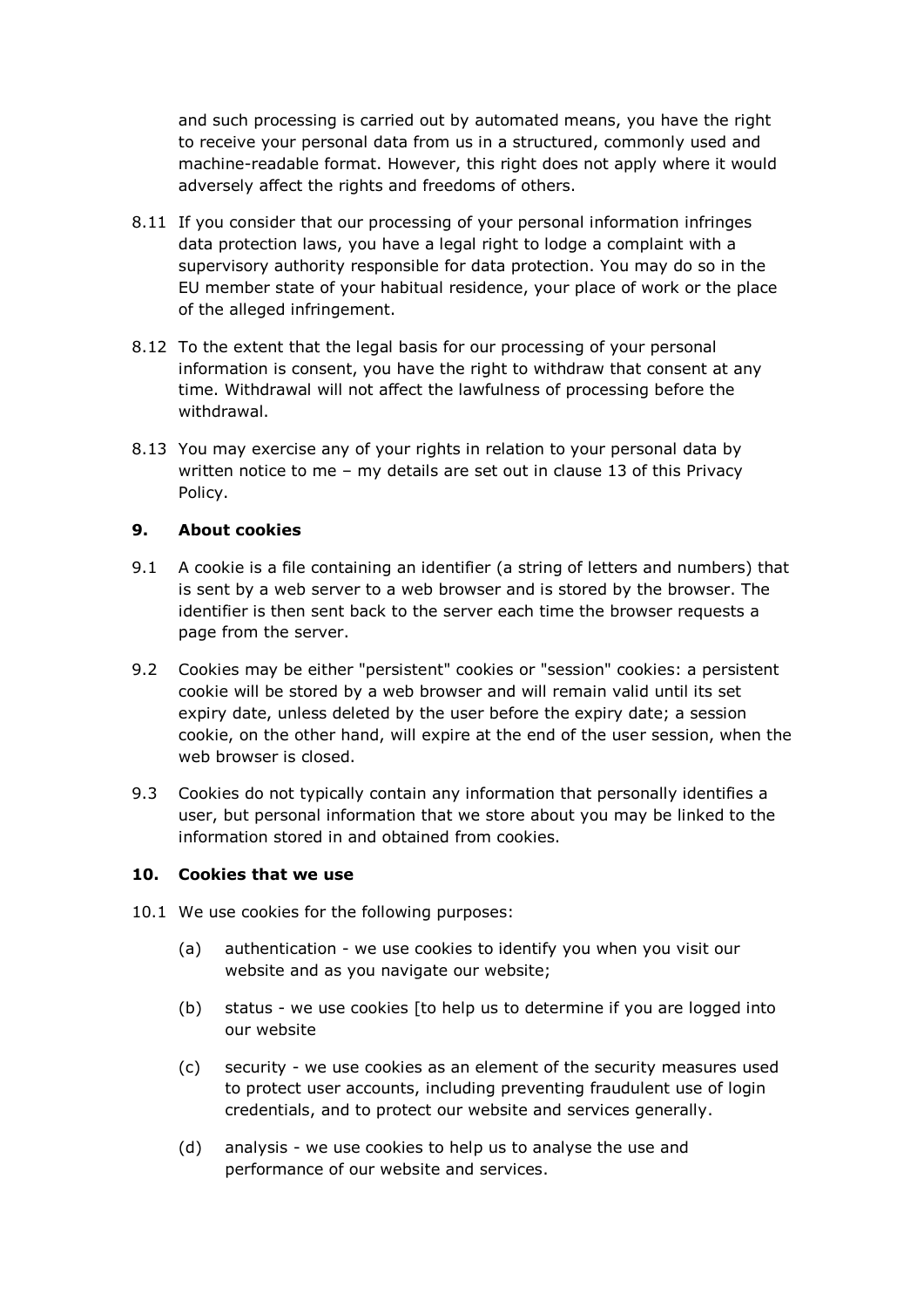and such processing is carried out by automated means, you have the right to receive your personal data from us in a structured, commonly used and machine-readable format. However, this right does not apply where it would adversely affect the rights and freedoms of others.

8.11 If you consider that our processing of your personal information infringes data protection laws, you have a legal right to lodge a complaint with a supervisory authority responsible for data protection. You may do so in the EU member state of your habitual residence, your place of work or the place of the alleged infringement.

8.12 To the extent that the legal basis for our processing of your personal information is consent, you have the right to withdraw that consent at any time. Withdrawal will not affect the lawfulness of processing before the withdrawal.

8.13 You may exercise any of your rights in relation to your personal data by written notice to me – my details are set out in clause 13 of this Privacy Policy.

## 9. About cookies

9.1 A cookie is a file containing an identifier (a string of letters and numbers) that is sent by a web server to a web browser and is stored by the browser. The identifier is then sent back to the server each time the browser requests a page from the server.

9.2 Cookies may be either "persistent" cookies or "session" cookies: a persistent cookie will be stored by a web browser and will remain valid until its set expiry date, unless deleted by the user before the expiry date; a session cookie, on the other hand, will expire at the end of the user session, when the web browser is closed.

9.3 Cookies do not typically contain any information that personally identifies a user, but personal information that we store about you may be linked to the information stored in and obtained from cookies.

## 10. Cookies that we use

10.1 We use cookies for the following purposes:

(a) authentication - we use cookies to identify you when you visit our website and as you navigate our website;

(b) status - we use cookies [to help us to determine if you are logged into our website

(c) security - we use cookies as an element of the security measures used to protect user accounts, including preventing fraudulent use of login credentials, and to protect our website and services generally.

(d) analysis - we use cookies to help us to analyse the use and performance of our website and services.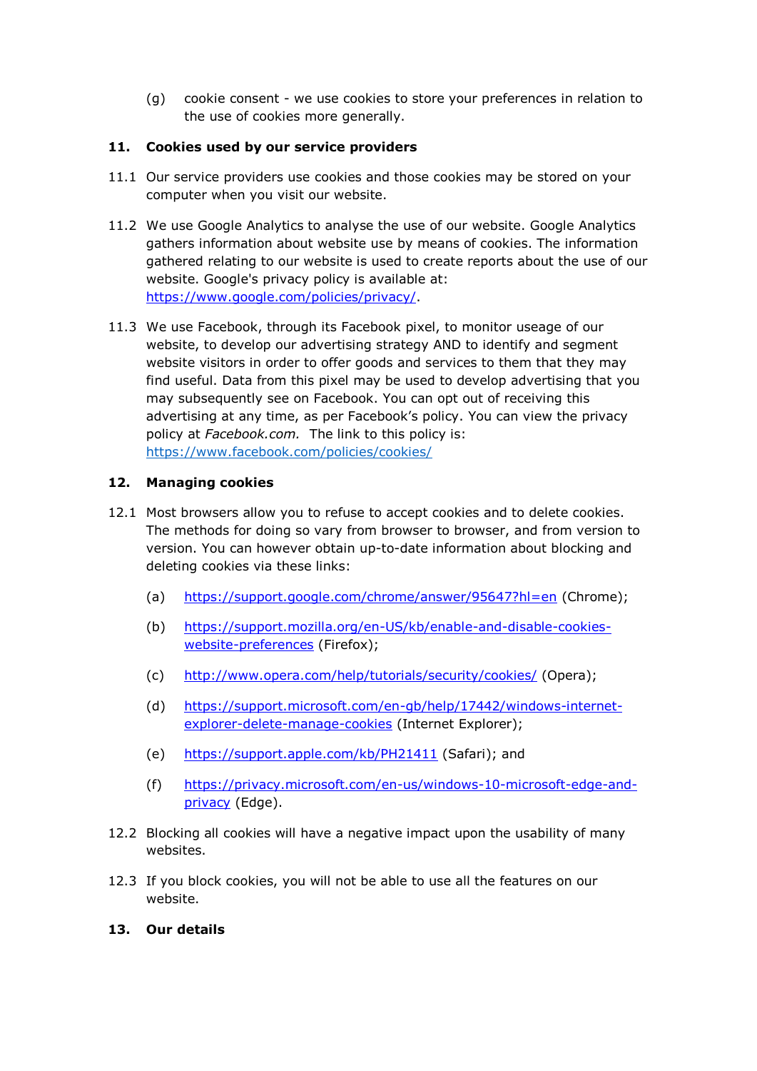(g) cookie consent - we use cookies to store your preferences in relation to the use of cookies more generally.

## 11. Cookies used by our service providers

11.1 Our service providers use cookies and those cookies may be stored on your computer when you visit our website.

11.2 We use Google Analytics to analyse the use of our website. Google Analytics gathers information about website use by means of cookies. The information gathered relating to our website is used to create reports about the use of our website. Google's privacy policy is available at: [https://www.google.com/policies/privacy/](https://www.google.com/policies/privacy/).

11.3 We use Facebook, through its Facebook pixel, to monitor useage of our website, to develop our advertising strategy AND to identify and segment website visitors in order to offer goods and services to them that they may find useful. Data from this pixel may be used to develop advertising that you may subsequently see on Facebook. You can opt out of receiving this advertising at any time, as per Facebook's policy. You can view the privacy policy at *Facebook.com.* The link to this policy is: [https://www.facebook.com/policies/cookies/](https://www.facebook.com/policies/cookies/)

## 12. Managing cookies

12.1 Most browsers allow you to refuse to accept cookies and to delete cookies. The methods for doing so vary from browser to browser, and from version to version. You can however obtain up-to-date information about blocking and deleting cookies via these links:

(a) [https://support.google.com/chrome/answer/95647?hl=en](https://support.google.com/chrome/answer/95647?hl=en) (Chrome);

(b) [https://support.mozilla.org/en-US/kb/enable-and-disable-cookies-website-preferences](https://support.mozilla.org/en-US/kb/enable-and-disable-cookies-website-preferences) (Firefox);

(c) [http://www.opera.com/help/tutorials/security/cookies/](http://www.opera.com/help/tutorials/security/cookies/) (Opera);

(d) [https://support.microsoft.com/en-gb/help/17442/windows-internet-explorer-delete-manage-cookies](https://support.microsoft.com/en-gb/help/17442/windows-internet-explorer-delete-manage-cookies) (Internet Explorer);

(e) [https://support.apple.com/kb/PH21411](https://support.apple.com/kb/PH21411) (Safari); and

(f) [https://privacy.microsoft.com/en-us/windows-10-microsoft-edge-and-privacy](https://privacy.microsoft.com/en-us/windows-10-microsoft-edge-and-privacy) (Edge).

12.2 Blocking all cookies will have a negative impact upon the usability of many websites.

12.3 If you block cookies, you will not be able to use all the features on our website.

## 13. Our details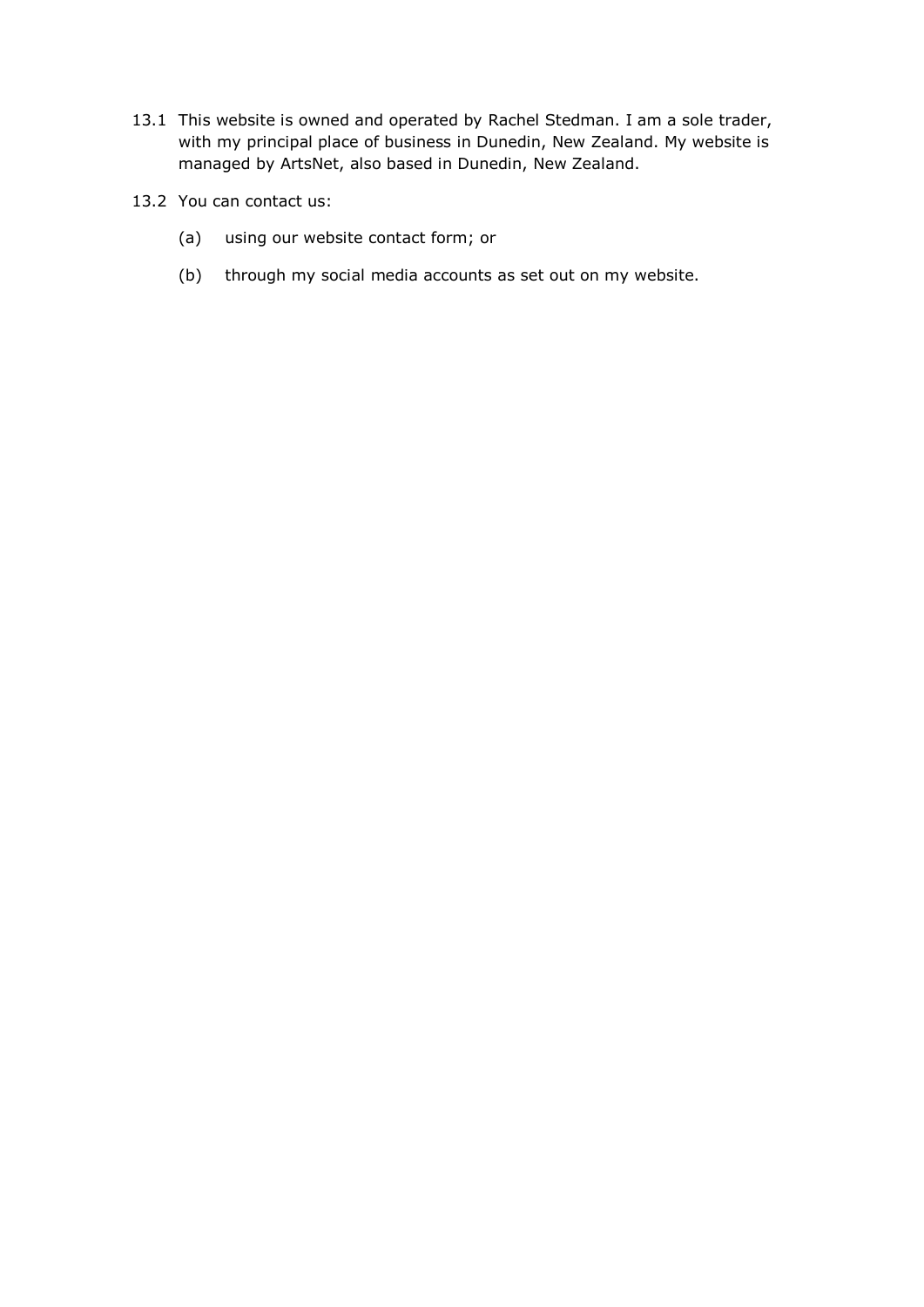13.1 This website is owned and operated by Rachel Stedman. I am a sole trader, with my principal place of business in Dunedin, New Zealand. My website is managed by ArtsNet, also based in Dunedin, New Zealand.

13.2 You can contact us:

(a) using our website contact form; or

(b) through my social media accounts as set out on my website.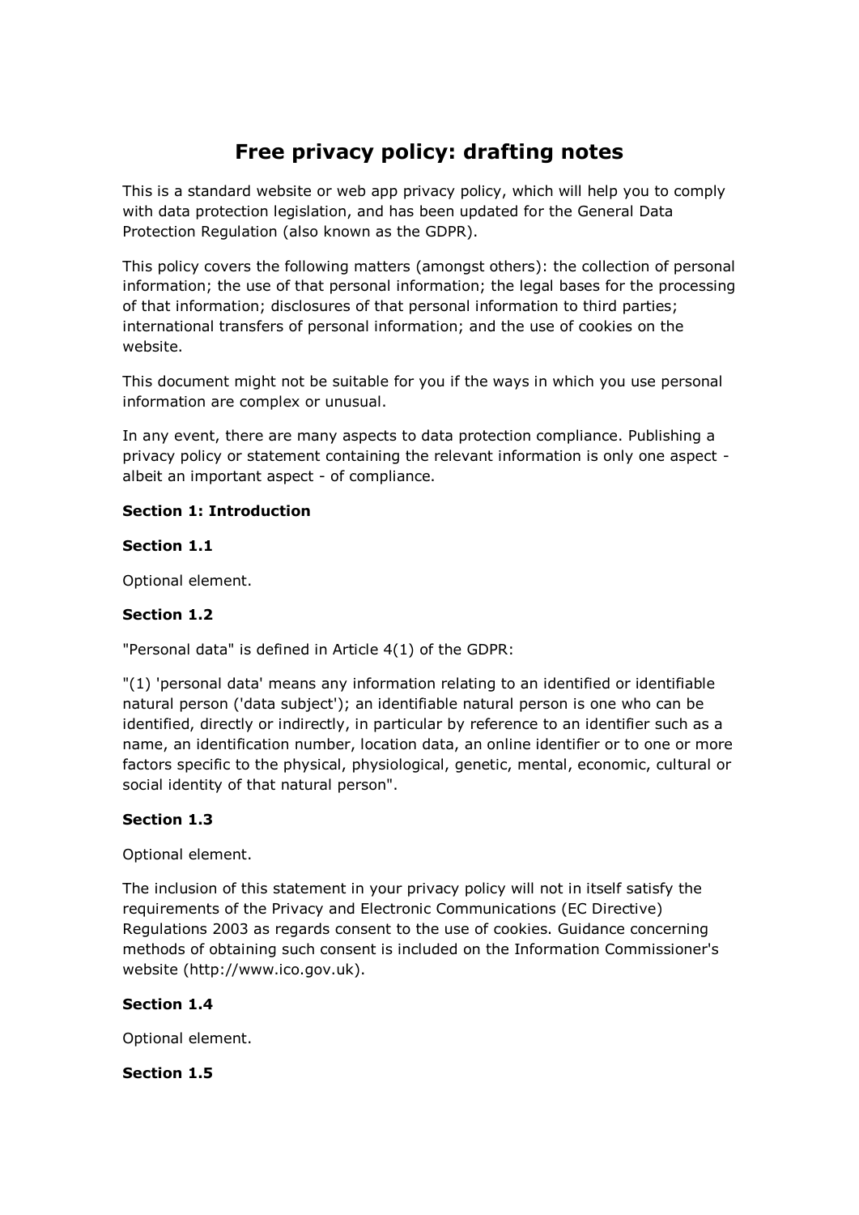# Free privacy policy: drafting notes

This is a standard website or web app privacy policy, which will help you to comply with data protection legislation, and has been updated for the General Data Protection Regulation (also known as the GDPR).

This policy covers the following matters (amongst others): the collection of personal information; the use of that personal information; the legal bases for the processing of that information; disclosures of that personal information to third parties; international transfers of personal information; and the use of cookies on the website.

This document might not be suitable for you if the ways in which you use personal information are complex or unusual.

In any event, there are many aspects to data protection compliance. Publishing a privacy policy or statement containing the relevant information is only one aspect - albeit an important aspect - of compliance.

**Section 1: Introduction**

**Section 1.1**

Optional element.

**Section 1.2**

"Personal data" is defined in Article 4(1) of the GDPR:

"(1) 'personal data' means any information relating to an identified or identifiable natural person ('data subject'); an identifiable natural person is one who can be identified, directly or indirectly, in particular by reference to an identifier such as a name, an identification number, location data, an online identifier or to one or more factors specific to the physical, physiological, genetic, mental, economic, cultural or social identity of that natural person".

**Section 1.3**

Optional element.

The inclusion of this statement in your privacy policy will not in itself satisfy the requirements of the Privacy and Electronic Communications (EC Directive) Regulations 2003 as regards consent to the use of cookies. Guidance concerning methods of obtaining such consent is included on the Information Commissioner's website (http://www.ico.gov.uk).

**Section 1.4**

Optional element.

**Section 1.5**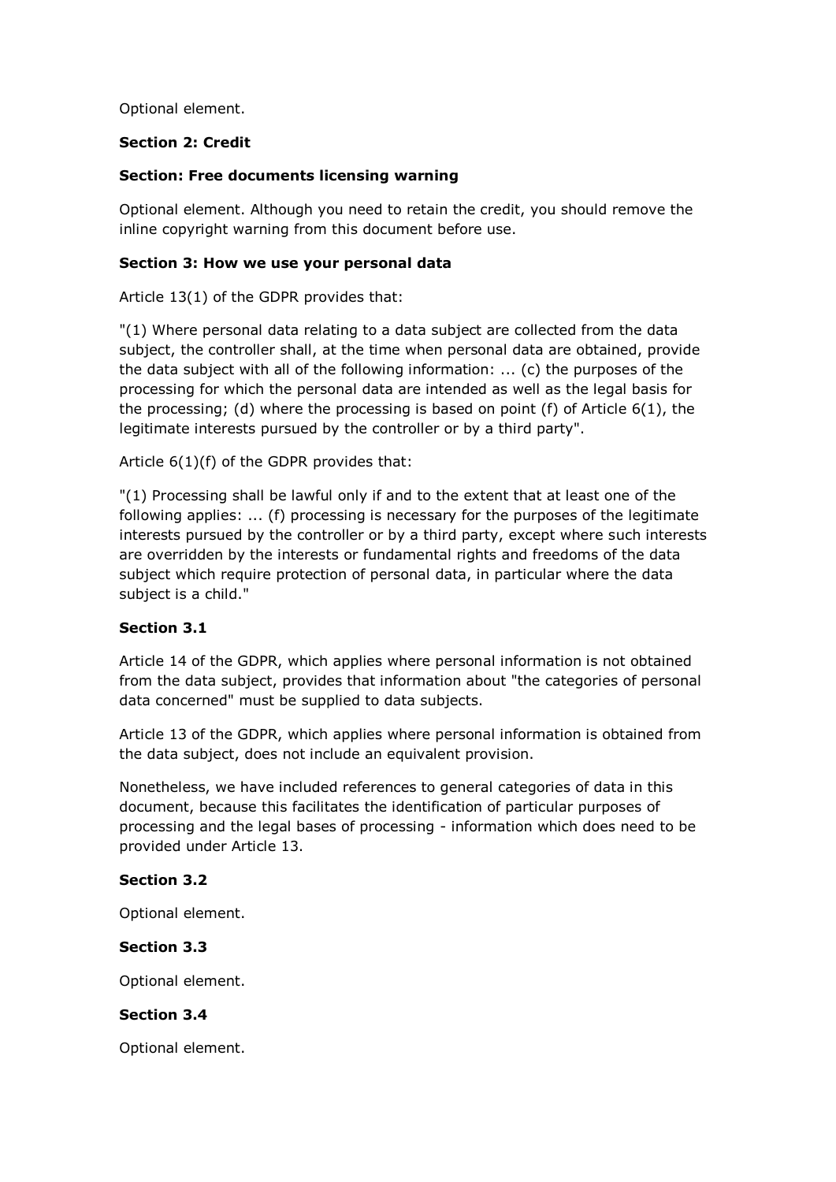Optional element.

**Section 2: Credit**

**Section: Free documents licensing warning**

Optional element. Although you need to retain the credit, you should remove the inline copyright warning from this document before use.

**Section 3: How we use your personal data**

Article 13(1) of the GDPR provides that:

"(1) Where personal data relating to a data subject are collected from the data subject, the controller shall, at the time when personal data are obtained, provide the data subject with all of the following information: ... (c) the purposes of the processing for which the personal data are intended as well as the legal basis for the processing; (d) where the processing is based on point (f) of Article 6(1), the legitimate interests pursued by the controller or by a third party".

Article 6(1)(f) of the GDPR provides that:

"(1) Processing shall be lawful only if and to the extent that at least one of the following applies: ... (f) processing is necessary for the purposes of the legitimate interests pursued by the controller or by a third party, except where such interests are overridden by the interests or fundamental rights and freedoms of the data subject which require protection of personal data, in particular where the data subject is a child."

**Section 3.1**

Article 14 of the GDPR, which applies where personal information is not obtained from the data subject, provides that information about "the categories of personal data concerned" must be supplied to data subjects.

Article 13 of the GDPR, which applies where personal information is obtained from the data subject, does not include an equivalent provision.

Nonetheless, we have included references to general categories of data in this document, because this facilitates the identification of particular purposes of processing and the legal bases of processing - information which does need to be provided under Article 13.

**Section 3.2**

Optional element.

**Section 3.3**

Optional element.

**Section 3.4**

Optional element.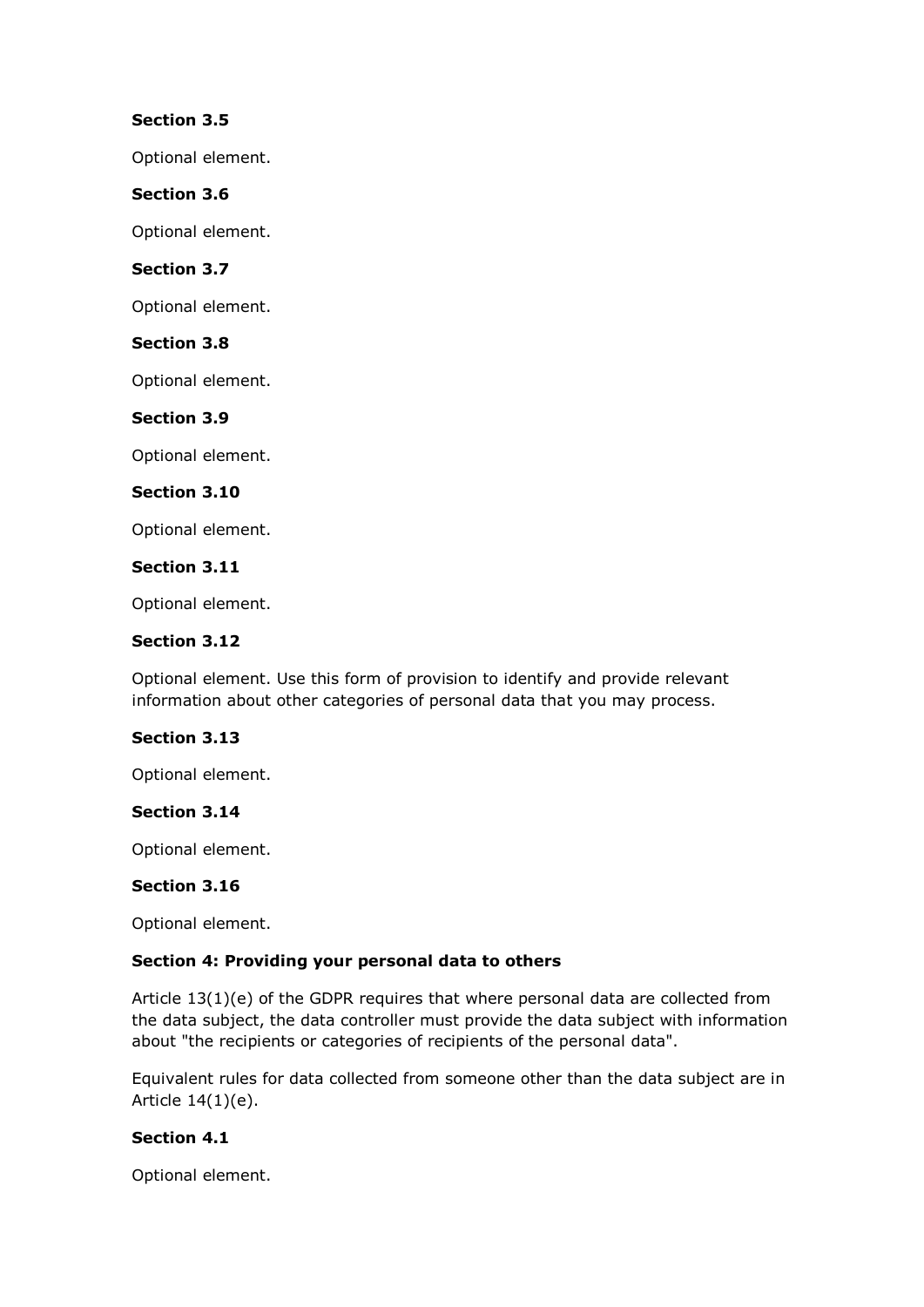**Section 3.5**

Optional element.

**Section 3.6**

Optional element.

**Section 3.7**

Optional element.

**Section 3.8**

Optional element.

**Section 3.9**

Optional element.

**Section 3.10**

Optional element.

**Section 3.11**

Optional element.

**Section 3.12**

Optional element. Use this form of provision to identify and provide relevant information about other categories of personal data that you may process.

**Section 3.13**

Optional element.

**Section 3.14**

Optional element.

**Section 3.16**

Optional element.

**Section 4: Providing your personal data to others**

Article 13(1)(e) of the GDPR requires that where personal data are collected from the data subject, the data controller must provide the data subject with information about "the recipients or categories of recipients of the personal data".

Equivalent rules for data collected from someone other than the data subject are in Article 14(1)(e).

**Section 4.1**

Optional element.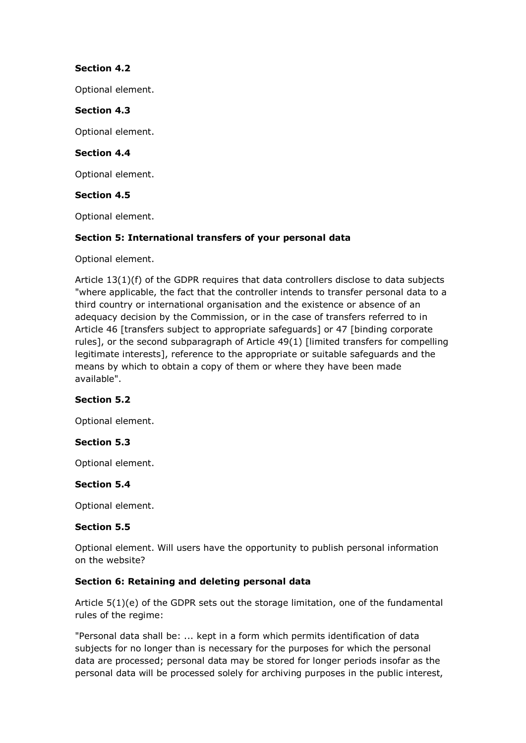**Section 4.2**

Optional element.

**Section 4.3**

Optional element.

**Section 4.4**

Optional element.

**Section 4.5**

Optional element.

**Section 5: International transfers of your personal data**

Optional element.

Article 13(1)(f) of the GDPR requires that data controllers disclose to data subjects "where applicable, the fact that the controller intends to transfer personal data to a third country or international organisation and the existence or absence of an adequacy decision by the Commission, or in the case of transfers referred to in Article 46 [transfers subject to appropriate safeguards] or 47 [binding corporate rules], or the second subparagraph of Article 49(1) [limited transfers for compelling legitimate interests], reference to the appropriate or suitable safeguards and the means by which to obtain a copy of them or where they have been made available".

**Section 5.2**

Optional element.

**Section 5.3**

Optional element.

**Section 5.4**

Optional element.

**Section 5.5**

Optional element. Will users have the opportunity to publish personal information on the website?

**Section 6: Retaining and deleting personal data**

Article 5(1)(e) of the GDPR sets out the storage limitation, one of the fundamental rules of the regime:

"Personal data shall be: ... kept in a form which permits identification of data subjects for no longer than is necessary for the purposes for which the personal data are processed; personal data may be stored for longer periods insofar as the personal data will be processed solely for archiving purposes in the public interest,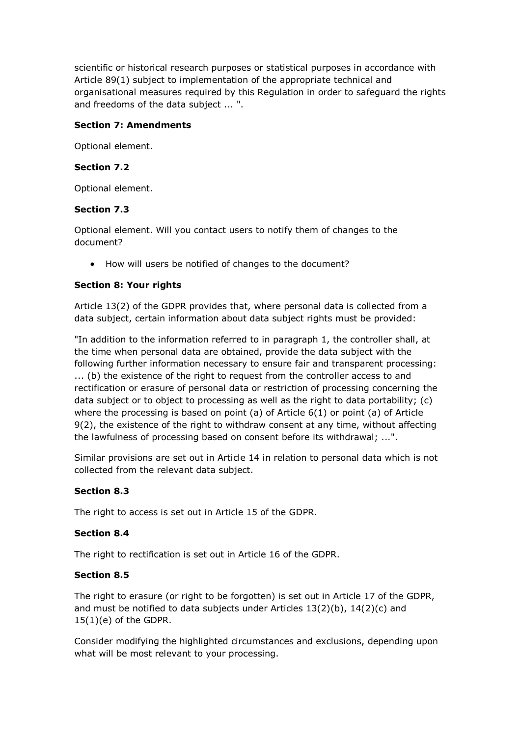scientific or historical research purposes or statistical purposes in accordance with Article 89(1) subject to implementation of the appropriate technical and organisational measures required by this Regulation in order to safeguard the rights and freedoms of the data subject ... ".

**Section 7: Amendments**

Optional element.

**Section 7.2**

Optional element.

**Section 7.3**

Optional element. Will you contact users to notify them of changes to the document?

- How will users be notified of changes to the document?

**Section 8: Your rights**

Article 13(2) of the GDPR provides that, where personal data is collected from a data subject, certain information about data subject rights must be provided:

"In addition to the information referred to in paragraph 1, the controller shall, at the time when personal data are obtained, provide the data subject with the following further information necessary to ensure fair and transparent processing: ... (b) the existence of the right to request from the controller access to and rectification or erasure of personal data or restriction of processing concerning the data subject or to object to processing as well as the right to data portability; (c) where the processing is based on point (a) of Article 6(1) or point (a) of Article 9(2), the existence of the right to withdraw consent at any time, without affecting the lawfulness of processing based on consent before its withdrawal; ...".

Similar provisions are set out in Article 14 in relation to personal data which is not collected from the relevant data subject.

**Section 8.3**

The right to access is set out in Article 15 of the GDPR.

**Section 8.4**

The right to rectification is set out in Article 16 of the GDPR.

**Section 8.5**

The right to erasure (or right to be forgotten) is set out in Article 17 of the GDPR, and must be notified to data subjects under Articles 13(2)(b), 14(2)(c) and 15(1)(e) of the GDPR.

Consider modifying the highlighted circumstances and exclusions, depending upon what will be most relevant to your processing.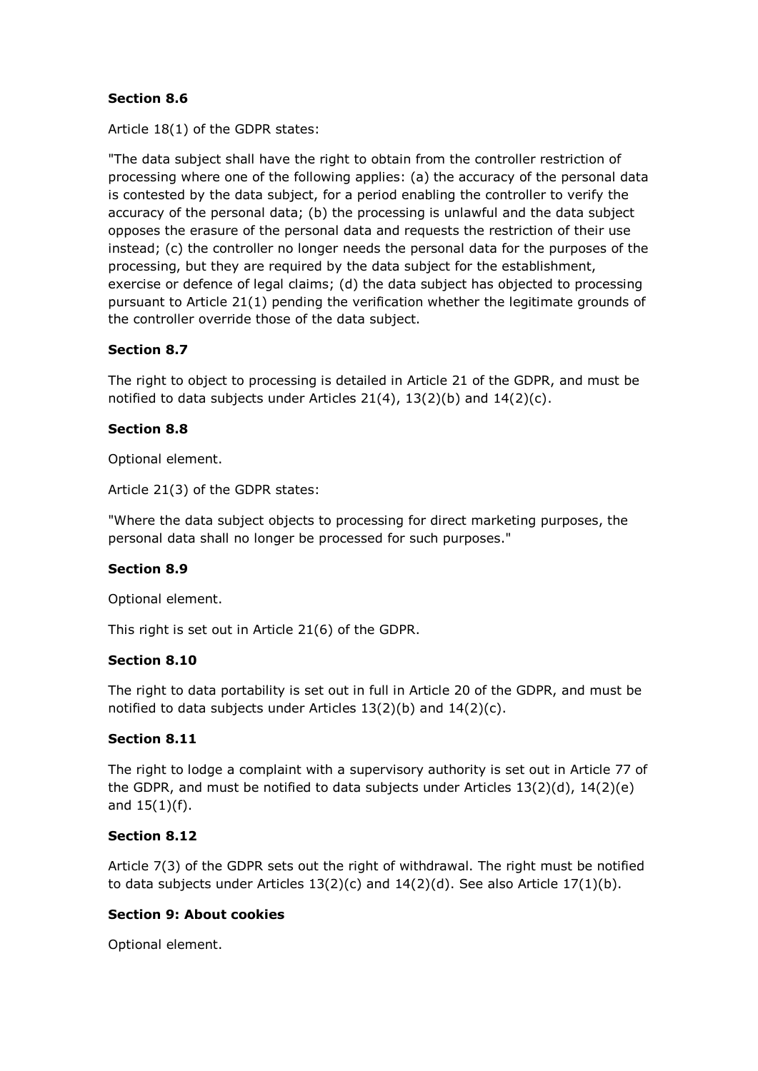**Section 8.6**

Article 18(1) of the GDPR states:

"The data subject shall have the right to obtain from the controller restriction of processing where one of the following applies: (a) the accuracy of the personal data is contested by the data subject, for a period enabling the controller to verify the accuracy of the personal data; (b) the processing is unlawful and the data subject opposes the erasure of the personal data and requests the restriction of their use instead; (c) the controller no longer needs the personal data for the purposes of the processing, but they are required by the data subject for the establishment, exercise or defence of legal claims; (d) the data subject has objected to processing pursuant to Article 21(1) pending the verification whether the legitimate grounds of the controller override those of the data subject.

**Section 8.7**

The right to object to processing is detailed in Article 21 of the GDPR, and must be notified to data subjects under Articles 21(4), 13(2)(b) and 14(2)(c).

**Section 8.8**

Optional element.

Article 21(3) of the GDPR states:

"Where the data subject objects to processing for direct marketing purposes, the personal data shall no longer be processed for such purposes."

**Section 8.9**

Optional element.

This right is set out in Article 21(6) of the GDPR.

**Section 8.10**

The right to data portability is set out in full in Article 20 of the GDPR, and must be notified to data subjects under Articles 13(2)(b) and 14(2)(c).

**Section 8.11**

The right to lodge a complaint with a supervisory authority is set out in Article 77 of the GDPR, and must be notified to data subjects under Articles 13(2)(d), 14(2)(e) and 15(1)(f).

**Section 8.12**

Article 7(3) of the GDPR sets out the right of withdrawal. The right must be notified to data subjects under Articles 13(2)(c) and 14(2)(d). See also Article 17(1)(b).

**Section 9: About cookies**

Optional element.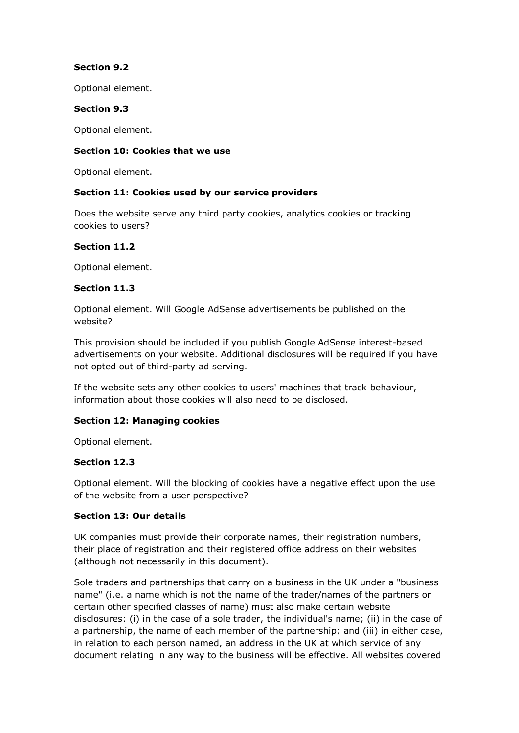**Section 9.2**

Optional element.

**Section 9.3**

Optional element.

**Section 10: Cookies that we use**

Optional element.

**Section 11: Cookies used by our service providers**

Does the website serve any third party cookies, analytics cookies or tracking cookies to users?

**Section 11.2**

Optional element.

**Section 11.3**

Optional element. Will Google AdSense advertisements be published on the website?

This provision should be included if you publish Google AdSense interest-based advertisements on your website. Additional disclosures will be required if you have not opted out of third-party ad serving.

If the website sets any other cookies to users' machines that track behaviour, information about those cookies will also need to be disclosed.

**Section 12: Managing cookies**

Optional element.

**Section 12.3**

Optional element. Will the blocking of cookies have a negative effect upon the use of the website from a user perspective?

**Section 13: Our details**

UK companies must provide their corporate names, their registration numbers, their place of registration and their registered office address on their websites (although not necessarily in this document).

Sole traders and partnerships that carry on a business in the UK under a "business name" (i.e. a name which is not the name of the trader/names of the partners or certain other specified classes of name) must also make certain website disclosures: (i) in the case of a sole trader, the individual's name; (ii) in the case of a partnership, the name of each member of the partnership; and (iii) in either case, in relation to each person named, an address in the UK at which service of any document relating in any way to the business will be effective. All websites covered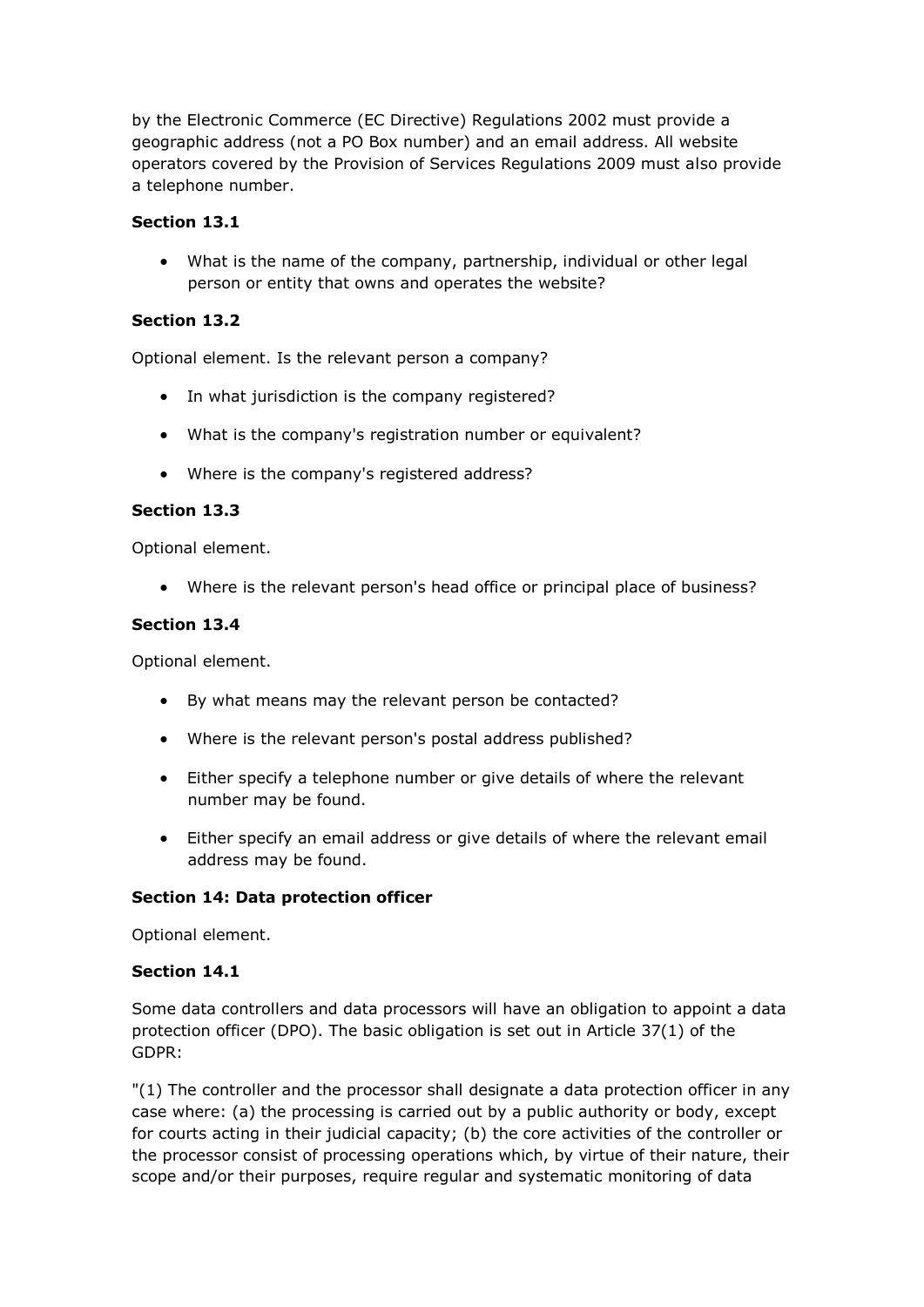by the Electronic Commerce (EC Directive) Regulations 2002 must provide a geographic address (not a PO Box number) and an email address. All website operators covered by the Provision of Services Regulations 2009 must also provide a telephone number.

**Section 13.1**

- What is the name of the company, partnership, individual or other legal person or entity that owns and operates the website?

**Section 13.2**

Optional element. Is the relevant person a company?

- In what jurisdiction is the company registered?
- What is the company's registration number or equivalent?
- Where is the company's registered address?

**Section 13.3**

Optional element.

- Where is the relevant person's head office or principal place of business?

**Section 13.4**

Optional element.

- By what means may the relevant person be contacted?
- Where is the relevant person's postal address published?
- Either specify a telephone number or give details of where the relevant number may be found.
- Either specify an email address or give details of where the relevant email address may be found.

**Section 14: Data protection officer**

Optional element.

**Section 14.1**

Some data controllers and data processors will have an obligation to appoint a data protection officer (DPO). The basic obligation is set out in Article 37(1) of the GDPR:

"(1) The controller and the processor shall designate a data protection officer in any case where: (a) the processing is carried out by a public authority or body, except for courts acting in their judicial capacity; (b) the core activities of the controller or the processor consist of processing operations which, by virtue of their nature, their scope and/or their purposes, require regular and systematic monitoring of data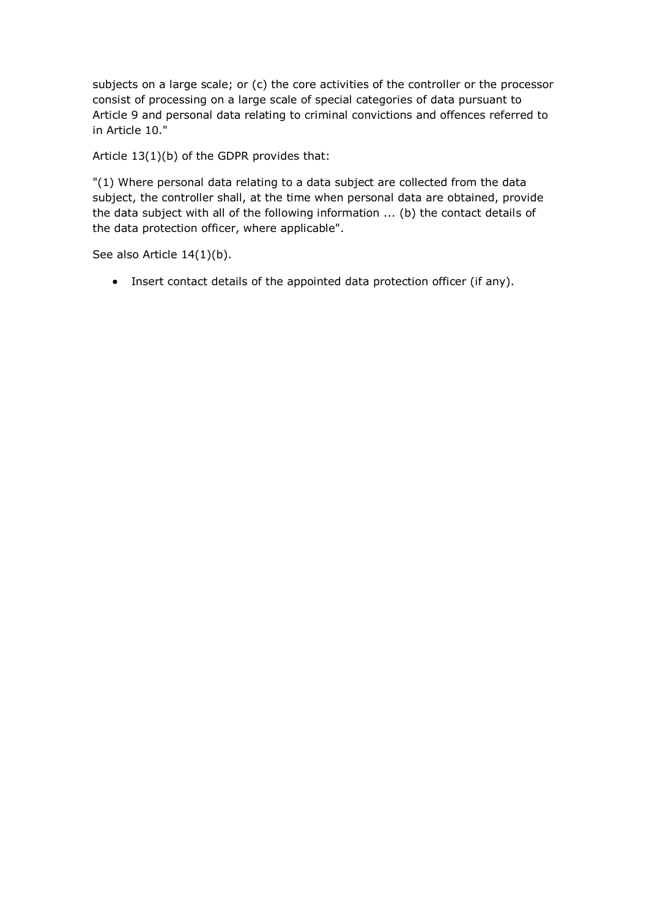subjects on a large scale; or (c) the core activities of the controller or the processor consist of processing on a large scale of special categories of data pursuant to Article 9 and personal data relating to criminal convictions and offences referred to in Article 10."

Article 13(1)(b) of the GDPR provides that:

"(1) Where personal data relating to a data subject are collected from the data subject, the controller shall, at the time when personal data are obtained, provide the data subject with all of the following information ... (b) the contact details of the data protection officer, where applicable".

See also Article 14(1)(b).

- Insert contact details of the appointed data protection officer (if any).